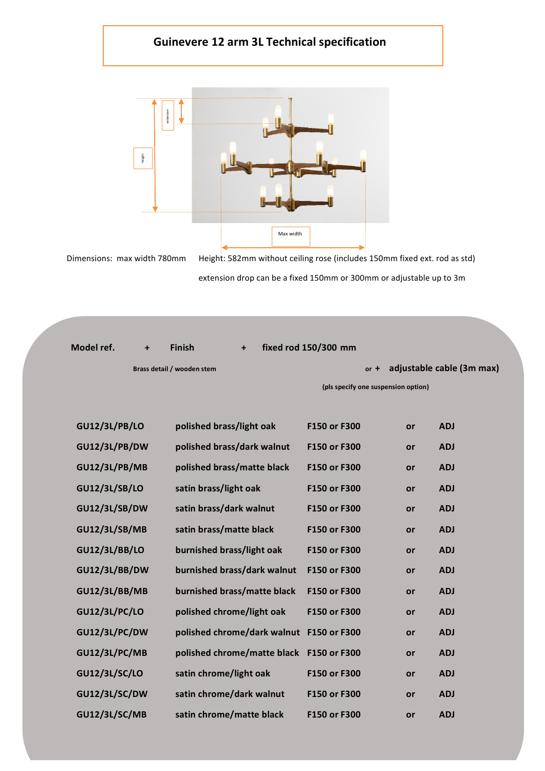# Guinevere 12 arm 3L Technical specification

Dimensions: max width 780mm    Height: 582mm without ceiling rose (includes 150mm fixed ext. rod as std)

extension drop can be a fixed 150mm or 300mm or adjustable up to 3m

**Model ref.** + **Finish** + **fixed rod 150/300 mm**

**Brass detail / wooden stem**

or + **adjustable cable (3m max)**

**(pls specify one suspension option)**

| Model ref. | Finish | Fixed rod | | Adjustable |
|---|---|---|---|---|
| GU12/3L/PB/LO | polished brass/light oak | F150 or F300 | or | ADJ |
| GU12/3L/PB/DW | polished brass/dark walnut | F150 or F300 | or | ADJ |
| GU12/3L/PB/MB | polished brass/matte black | F150 or F300 | or | ADJ |
| GU12/3L/SB/LO | satin brass/light oak | F150 or F300 | or | ADJ |
| GU12/3L/SB/DW | satin brass/dark walnut | F150 or F300 | or | ADJ |
| GU12/3L/SB/MB | satin brass/matte black | F150 or F300 | or | ADJ |
| GU12/3L/BB/LO | burnished brass/light oak | F150 or F300 | or | ADJ |
| GU12/3L/BB/DW | burnished brass/dark walnut | F150 or F300 | or | ADJ |
| GU12/3L/BB/MB | burnished brass/matte black | F150 or F300 | or | ADJ |
| GU12/3L/PC/LO | polished chrome/light oak | F150 or F300 | or | ADJ |
| GU12/3L/PC/DW | polished chrome/dark walnut | F150 or F300 | or | ADJ |
| GU12/3L/PC/MB | polished chrome/matte black | F150 or F300 | or | ADJ |
| GU12/3L/SC/LO | satin chrome/light oak | F150 or F300 | or | ADJ |
| GU12/3L/SC/DW | satin chrome/dark walnut | F150 or F300 | or | ADJ |
| GU12/3L/SC/MB | satin chrome/matte black | F150 or F300 | or | ADJ |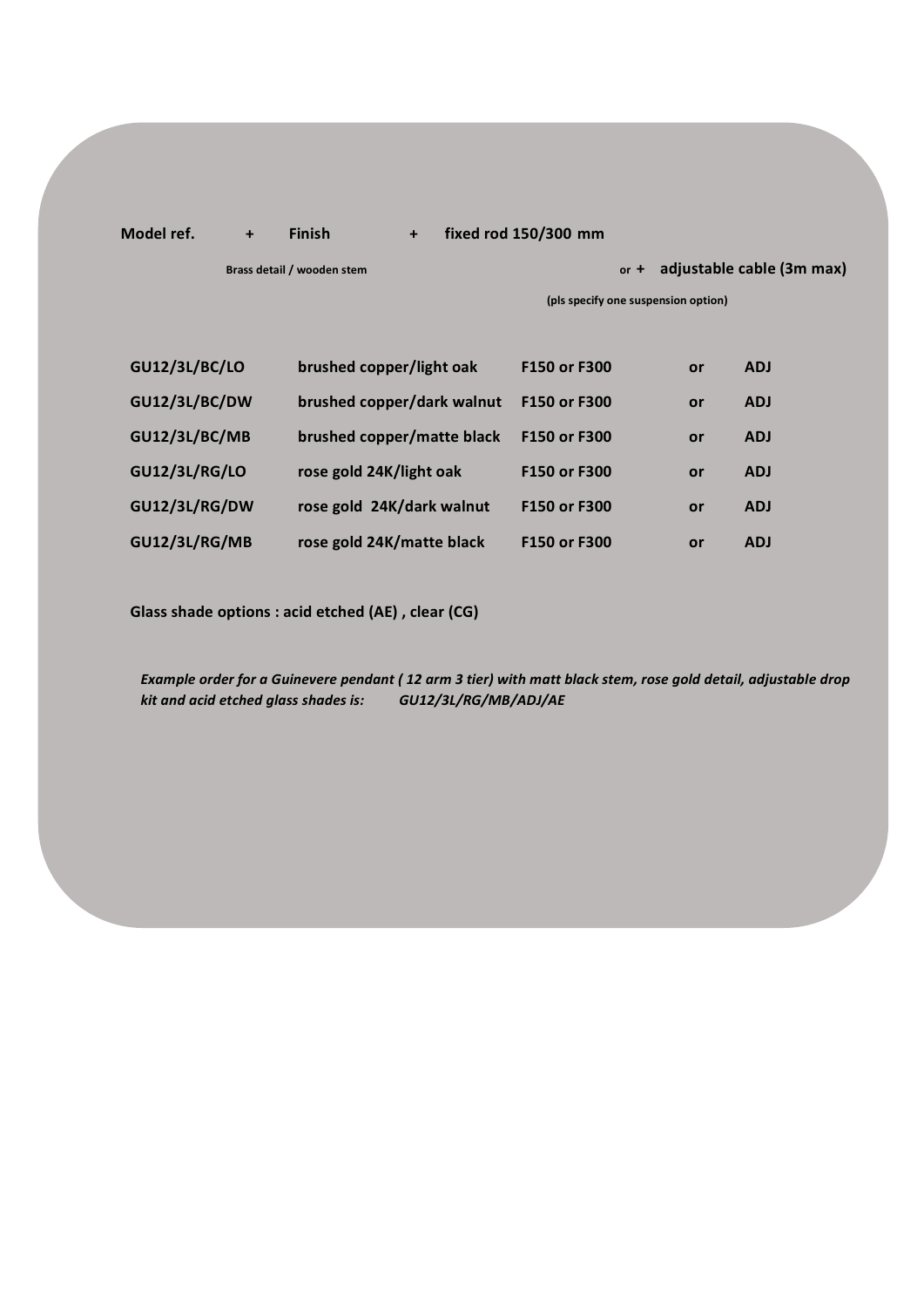**Model ref.** **+** **Finish** **+** **fixed rod 150/300 mm**

Brass detail / wooden stem

or **+** **adjustable cable (3m max)**

(pls specify one suspension option)

| | | | | |
|---|---|---|---|---|
| **GU12/3L/BC/LO** | **brushed copper/light oak** | **F150 or F300** | **or** | **ADJ** |
| **GU12/3L/BC/DW** | **brushed copper/dark walnut** | **F150 or F300** | **or** | **ADJ** |
| **GU12/3L/BC/MB** | **brushed copper/matte black** | **F150 or F300** | **or** | **ADJ** |
| **GU12/3L/RG/LO** | **rose gold 24K/light oak** | **F150 or F300** | **or** | **ADJ** |
| **GU12/3L/RG/DW** | **rose gold 24K/dark walnut** | **F150 or F300** | **or** | **ADJ** |
| **GU12/3L/RG/MB** | **rose gold 24K/matte black** | **F150 or F300** | **or** | **ADJ** |

**Glass shade options : acid etched (AE) , clear (CG)**

***Example order for a Guinevere pendant ( 12 arm 3 tier) with matt black stem, rose gold detail, adjustable drop kit and acid etched glass shades is: GU12/3L/RG/MB/ADJ/AE***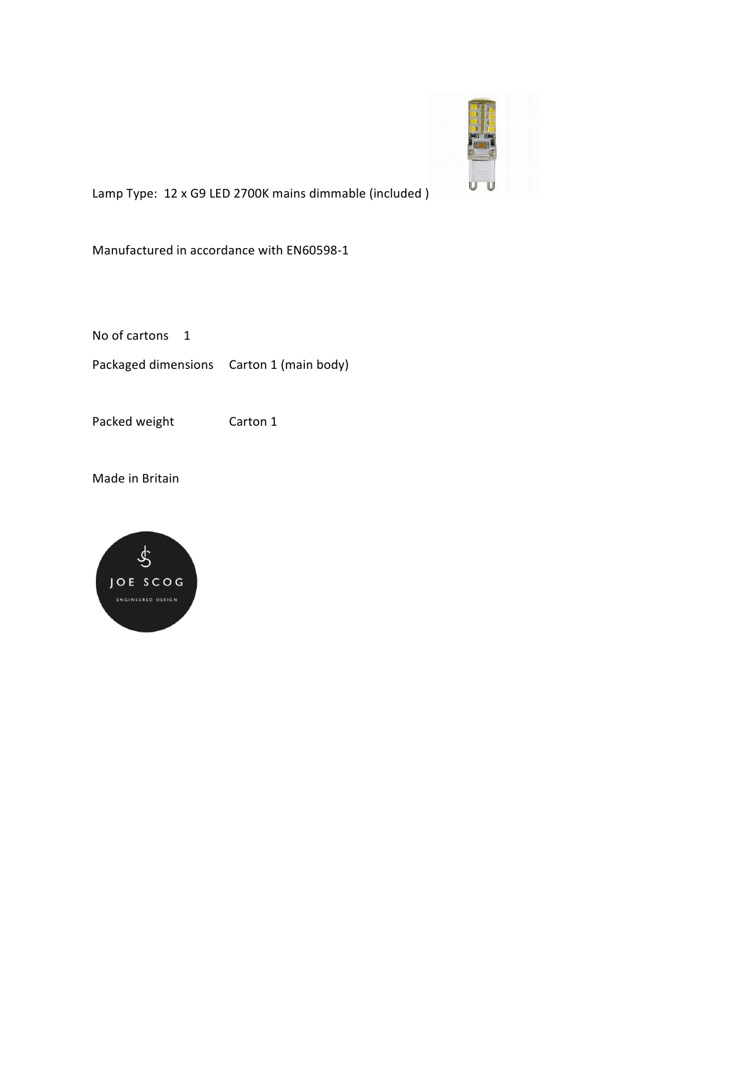Lamp Type: 12 x G9 LED 2700K mains dimmable (included )

Manufactured in accordance with EN60598-1

No of cartons 1

Packaged dimensions Carton 1 (main body)

Packed weight Carton 1

Made in Britain

JOE SCOG

ENGINEERED DESIGN